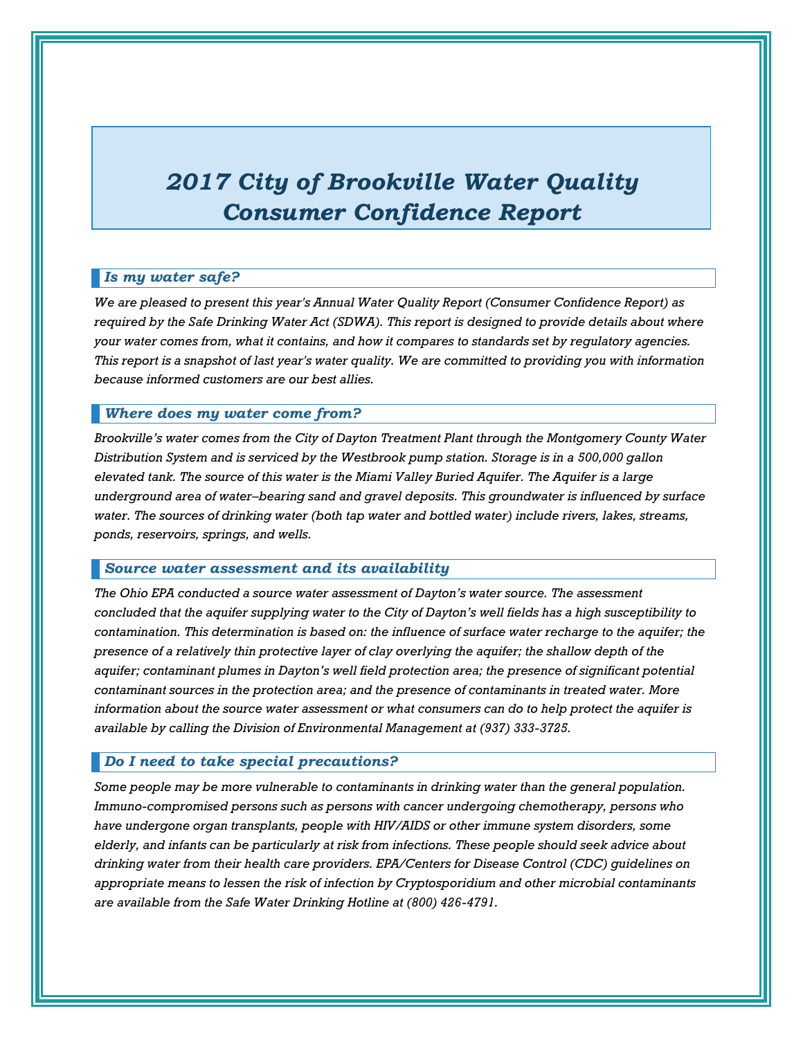# *2017 City of Brookville Water Quality Consumer Confidence Report*

## *Is my water safe?*

*We are pleased to present this year's Annual Water Quality Report (Consumer Confidence Report) as required by the Safe Drinking Water Act (SDWA). This report is designed to provide details about where your water comes from, what it contains, and how it compares to standards set by regulatory agencies. This report is a snapshot of last year's water quality. We are committed to providing you with information because informed customers are our best allies.*

## *Where does my water come from?*

*Brookville's water comes from the City of Dayton Treatment Plant through the Montgomery County Water Distribution System and is serviced by the Westbrook pump station. Storage is in a 500,000 gallon elevated tank. The source of this water is the Miami Valley Buried Aquifer. The Aquifer is a large underground area of water–bearing sand and gravel deposits. This groundwater is influenced by surface water. The sources of drinking water (both tap water and bottled water) include rivers, lakes, streams, ponds, reservoirs, springs, and wells.*

## *Source water assessment and its availability*

*The Ohio EPA conducted a source water assessment of Dayton's water source. The assessment concluded that the aquifer supplying water to the City of Dayton's well fields has a high susceptibility to contamination. This determination is based on: the influence of surface water recharge to the aquifer; the presence of a relatively thin protective layer of clay overlying the aquifer; the shallow depth of the aquifer; contaminant plumes in Dayton's well field protection area; the presence of significant potential contaminant sources in the protection area; and the presence of contaminants in treated water. More information about the source water assessment or what consumers can do to help protect the aquifer is available by calling the Division of Environmental Management at (937) 333-3725.*

## *Do I need to take special precautions?*

*Some people may be more vulnerable to contaminants in drinking water than the general population. Immuno-compromised persons such as persons with cancer undergoing chemotherapy, persons who have undergone organ transplants, people with HIV/AIDS or other immune system disorders, some elderly, and infants can be particularly at risk from infections. These people should seek advice about drinking water from their health care providers. EPA/Centers for Disease Control (CDC) guidelines on appropriate means to lessen the risk of infection by Cryptosporidium and other microbial contaminants are available from the Safe Water Drinking Hotline at (800) 426-4791.*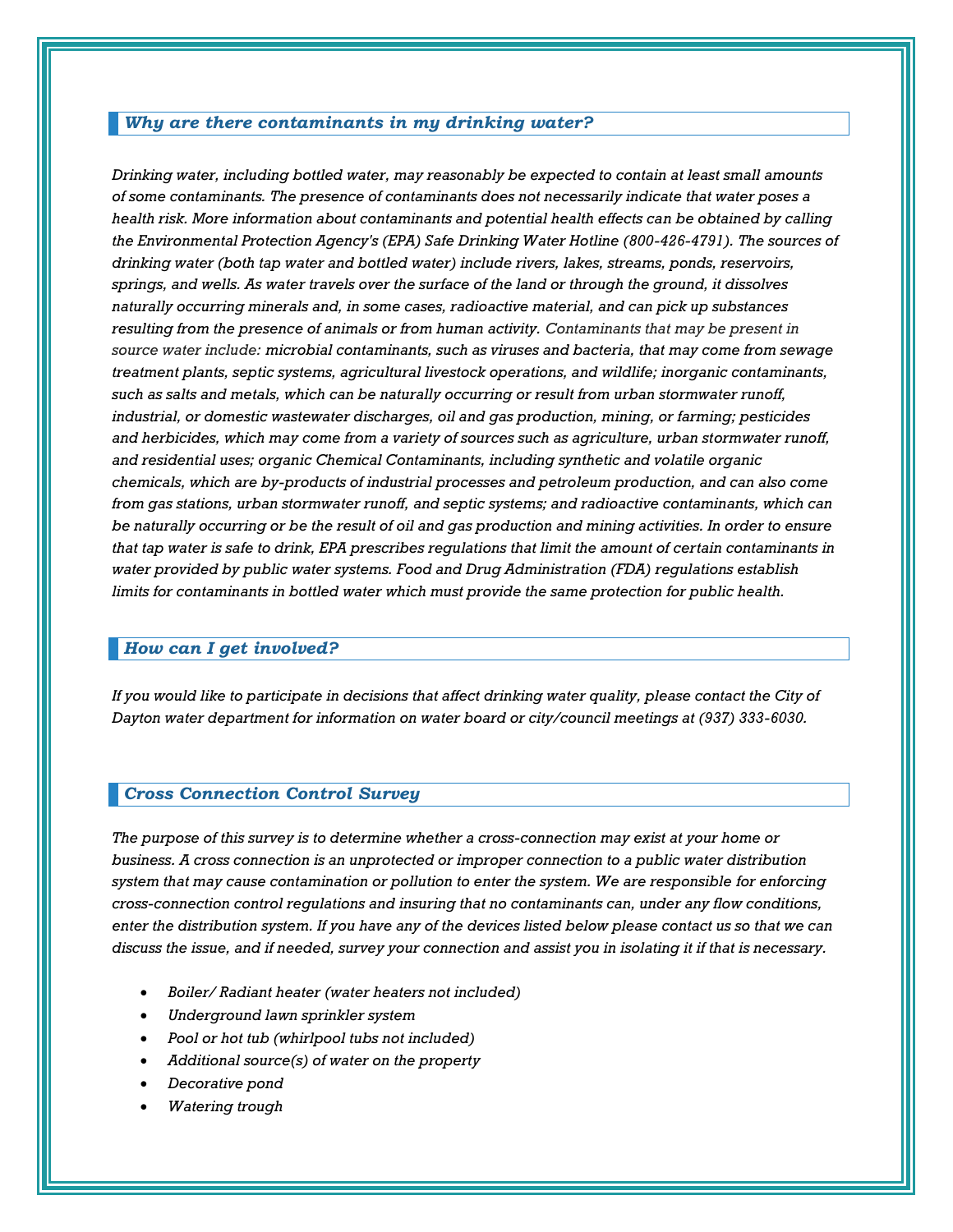## *Why are there contaminants in my drinking water?*

*Drinking water, including bottled water, may reasonably be expected to contain at least small amounts of some contaminants. The presence of contaminants does not necessarily indicate that water poses a health risk. More information about contaminants and potential health effects can be obtained by calling the Environmental Protection Agency's (EPA) Safe Drinking Water Hotline (800-426-4791). The sources of drinking water (both tap water and bottled water) include rivers, lakes, streams, ponds, reservoirs, springs, and wells. As water travels over the surface of the land or through the ground, it dissolves naturally occurring minerals and, in some cases, radioactive material, and can pick up substances resulting from the presence of animals or from human activity. Contaminants that may be present in source water include: microbial contaminants, such as viruses and bacteria, that may come from sewage treatment plants, septic systems, agricultural livestock operations, and wildlife; inorganic contaminants, such as salts and metals, which can be naturally occurring or result from urban stormwater runoff, industrial, or domestic wastewater discharges, oil and gas production, mining, or farming; pesticides and herbicides, which may come from a variety of sources such as agriculture, urban stormwater runoff, and residential uses; organic Chemical Contaminants, including synthetic and volatile organic chemicals, which are by-products of industrial processes and petroleum production, and can also come from gas stations, urban stormwater runoff, and septic systems; and radioactive contaminants, which can be naturally occurring or be the result of oil and gas production and mining activities. In order to ensure that tap water is safe to drink, EPA prescribes regulations that limit the amount of certain contaminants in water provided by public water systems. Food and Drug Administration (FDA) regulations establish limits for contaminants in bottled water which must provide the same protection for public health.*

## *How can I get involved?*

*If you would like to participate in decisions that affect drinking water quality, please contact the City of Dayton water department for information on water board or city/council meetings at (937) 333-6030.*

## *Cross Connection Control Survey*

*The purpose of this survey is to determine whether a cross-connection may exist at your home or business. A cross connection is an unprotected or improper connection to a public water distribution system that may cause contamination or pollution to enter the system. We are responsible for enforcing cross-connection control regulations and insuring that no contaminants can, under any flow conditions, enter the distribution system. If you have any of the devices listed below please contact us so that we can discuss the issue, and if needed, survey your connection and assist you in isolating it if that is necessary.*

- *Boiler/ Radiant heater (water heaters not included)*
- *Underground lawn sprinkler system*
- *Pool or hot tub (whirlpool tubs not included)*
- *Additional source(s) of water on the property*
- *Decorative pond*
- *Watering trough*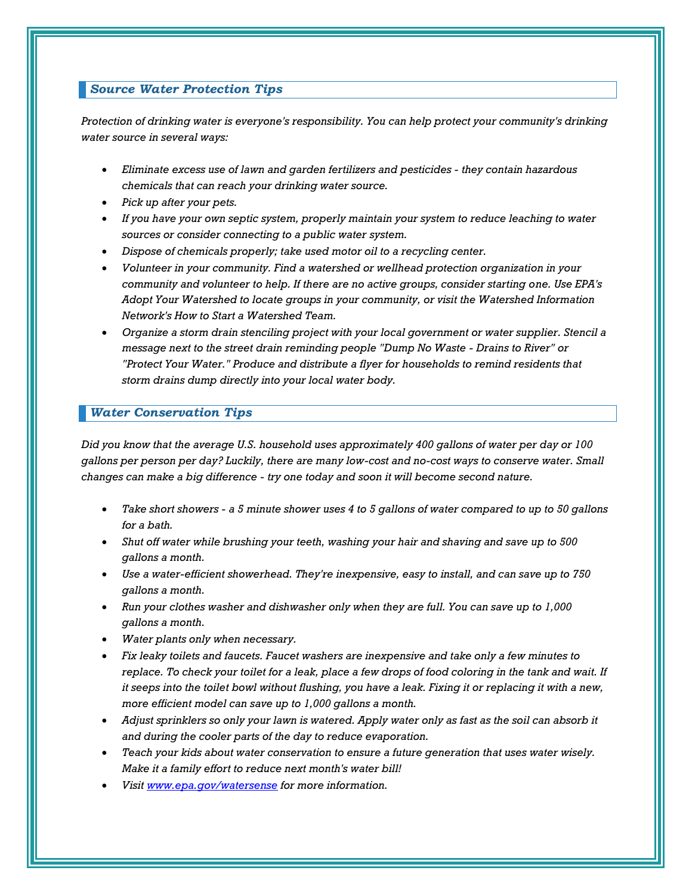## *Source Water Protection Tips*

*Protection of drinking water is everyone's responsibility. You can help protect your community's drinking water source in several ways:*

- *Eliminate excess use of lawn and garden fertilizers and pesticides - they contain hazardous chemicals that can reach your drinking water source.*
- *Pick up after your pets.*
- *If you have your own septic system, properly maintain your system to reduce leaching to water sources or consider connecting to a public water system.*
- *Dispose of chemicals properly; take used motor oil to a recycling center.*
- *Volunteer in your community. Find a watershed or wellhead protection organization in your community and volunteer to help. If there are no active groups, consider starting one. Use EPA's Adopt Your Watershed to locate groups in your community, or visit the Watershed Information Network's How to Start a Watershed Team.*
- *Organize a storm drain stenciling project with your local government or water supplier. Stencil a message next to the street drain reminding people "Dump No Waste - Drains to River" or "Protect Your Water." Produce and distribute a flyer for households to remind residents that storm drains dump directly into your local water body.*

## *Water Conservation Tips*

*Did you know that the average U.S. household uses approximately 400 gallons of water per day or 100 gallons per person per day? Luckily, there are many low-cost and no-cost ways to conserve water. Small changes can make a big difference - try one today and soon it will become second nature.*

- *Take short showers - a 5 minute shower uses 4 to 5 gallons of water compared to up to 50 gallons for a bath.*
- *Shut off water while brushing your teeth, washing your hair and shaving and save up to 500 gallons a month.*
- *Use a water-efficient showerhead. They're inexpensive, easy to install, and can save up to 750 gallons a month.*
- *Run your clothes washer and dishwasher only when they are full. You can save up to 1,000 gallons a month.*
- *Water plants only when necessary.*
- *Fix leaky toilets and faucets. Faucet washers are inexpensive and take only a few minutes to replace. To check your toilet for a leak, place a few drops of food coloring in the tank and wait. If it seeps into the toilet bowl without flushing, you have a leak. Fixing it or replacing it with a new, more efficient model can save up to 1,000 gallons a month.*
- *Adjust sprinklers so only your lawn is watered. Apply water only as fast as the soil can absorb it and during the cooler parts of the day to reduce evaporation.*
- *Teach your kids about water conservation to ensure a future generation that uses water wisely. Make it a family effort to reduce next month's water bill!*
- *Visit [www.epa.gov/watersense](http://www.epa.gov/watersense) for more information.*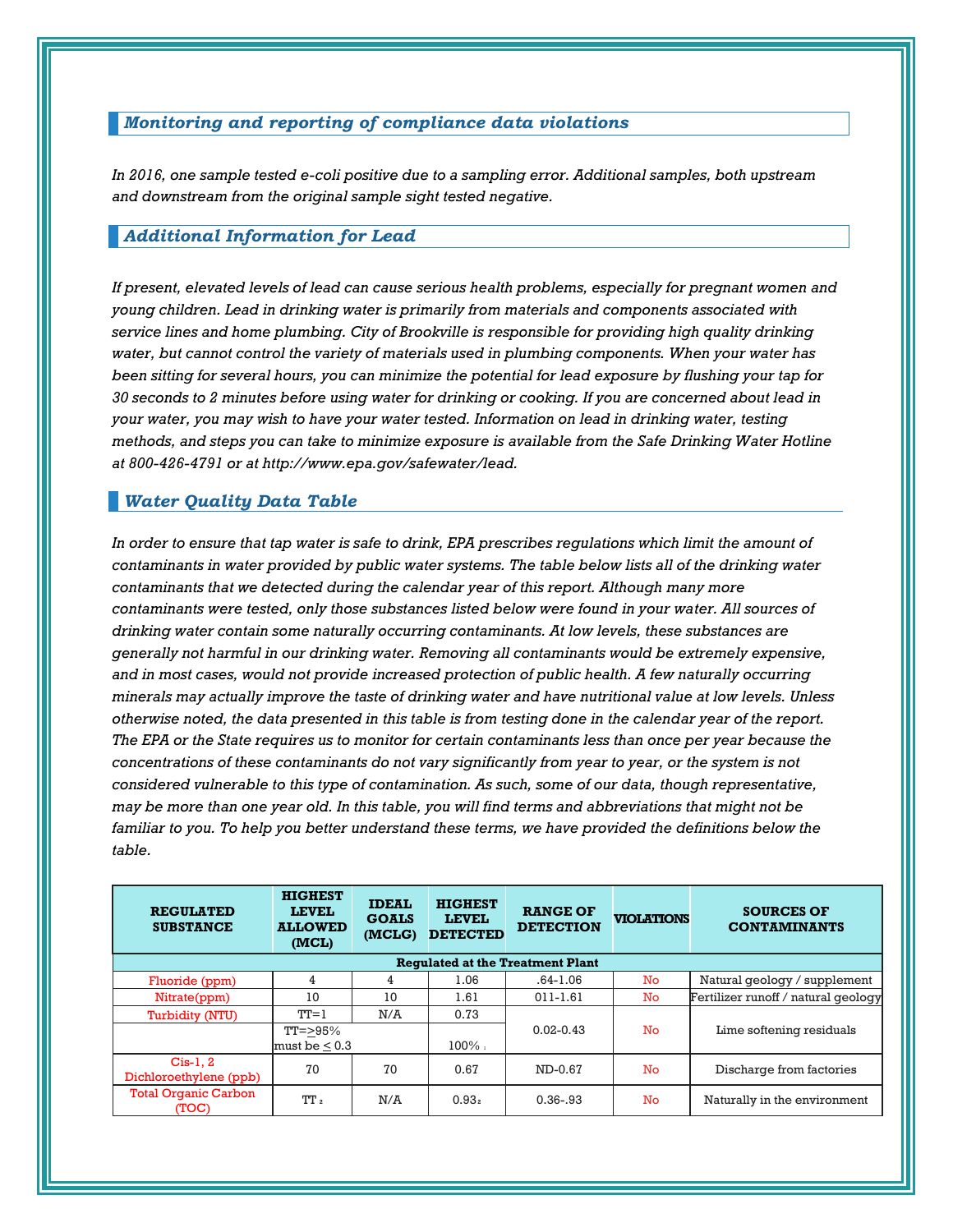## *Monitoring and reporting of compliance data violations*

*In 2016, one sample tested e-coli positive due to a sampling error. Additional samples, both upstream and downstream from the original sample sight tested negative.*

## *Additional Information for Lead*

*If present, elevated levels of lead can cause serious health problems, especially for pregnant women and young children. Lead in drinking water is primarily from materials and components associated with service lines and home plumbing. City of Brookville is responsible for providing high quality drinking water, but cannot control the variety of materials used in plumbing components. When your water has been sitting for several hours, you can minimize the potential for lead exposure by flushing your tap for 30 seconds to 2 minutes before using water for drinking or cooking. If you are concerned about lead in your water, you may wish to have your water tested. Information on lead in drinking water, testing methods, and steps you can take to minimize exposure is available from the Safe Drinking Water Hotline at 800-426-4791 or at http://www.epa.gov/safewater/lead.*

## *Water Quality Data Table*

*In order to ensure that tap water is safe to drink, EPA prescribes regulations which limit the amount of contaminants in water provided by public water systems. The table below lists all of the drinking water contaminants that we detected during the calendar year of this report. Although many more contaminants were tested, only those substances listed below were found in your water. All sources of drinking water contain some naturally occurring contaminants. At low levels, these substances are generally not harmful in our drinking water. Removing all contaminants would be extremely expensive, and in most cases, would not provide increased protection of public health. A few naturally occurring minerals may actually improve the taste of drinking water and have nutritional value at low levels. Unless otherwise noted, the data presented in this table is from testing done in the calendar year of the report. The EPA or the State requires us to monitor for certain contaminants less than once per year because the concentrations of these contaminants do not vary significantly from year to year, or the system is not considered vulnerable to this type of contamination. As such, some of our data, though representative, may be more than one year old. In this table, you will find terms and abbreviations that might not be familiar to you. To help you better understand these terms, we have provided the definitions below the table.*

| REGULATED SUBSTANCE | HIGHEST LEVEL ALLOWED (MCL) | IDEAL GOALS (MCLG) | HIGHEST LEVEL DETECTED | RANGE OF DETECTION | VIOLATIONS | SOURCES OF CONTAMINANTS |
|---|---|---|---|---|---|---|
| **Regulated at the Treatment Plant** | | | | | | |
| Fluoride (ppm) | 4 | 4 | 1.06 | .64-1.06 | No | Natural geology / supplement |
| Nitrate(ppm) | 10 | 10 | 1.61 | 011-1.61 | No | Fertilizer runoff / natural geology |
| Turbidity (NTU) | TT=1 | N/A | 0.73 | 0.02-0.43 | No | Lime softening residuals |
| | TT=≥95% must be ≤ 0.3 | | 100% [1] | | | |
| Cis-1, 2 Dichloroethylene (ppb) | 70 | 70 | 0.67 | ND-0.67 | No | Discharge from factories |
| Total Organic Carbon (TOC) | TT [2] | N/A | 0.93[2] | 0.36-.93 | No | Naturally in the environment |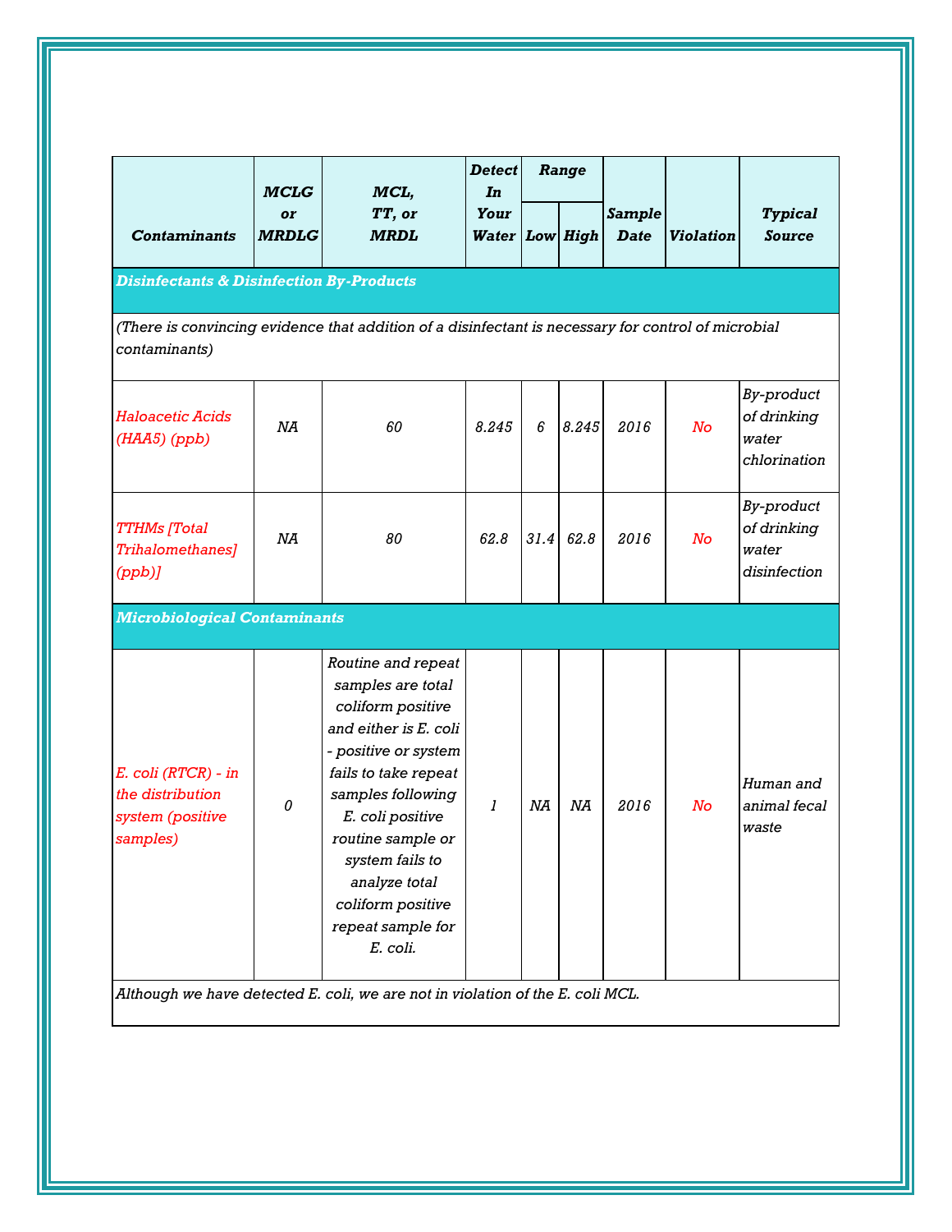| Contaminants | MCLG or MRDLG | MCL, TT, or MRDL | Detect In Your Water | Range | | Sample Date | Violation | Typical Source |
|---|---|---|---|---|---|---|---|---|
| | | | | Low | High | | | |
| **Disinfectants & Disinfection By-Products** | | | | | | | | |
| *(There is convincing evidence that addition of a disinfectant is necessary for control of microbial contaminants)* | | | | | | | | |
| *Haloacetic Acids (HAA5) (ppb)* | *NA* | *60* | *8.245* | *6* | *8.245* | *2016* | *No* | *By-product of drinking water chlorination* |
| *TTHMs [Total Trihalomethanes] (ppb)]* | *NA* | *80* | *62.8* | *31.4* | *62.8* | *2016* | *No* | *By-product of drinking water disinfection* |
| **Microbiological Contaminants** | | | | | | | | |
| *E. coli (RTCR) - in the distribution system (positive samples)* | *0* | *Routine and repeat samples are total coliform positive and either is E. coli - positive or system fails to take repeat samples following E. coli positive routine sample or system fails to analyze total coliform positive repeat sample for E. coli.* | *1* | *NA* | *NA* | *2016* | *No* | *Human and animal fecal waste* |
| *Although we have detected E. coli, we are not in violation of the E. coli MCL.* | | | | | | | | |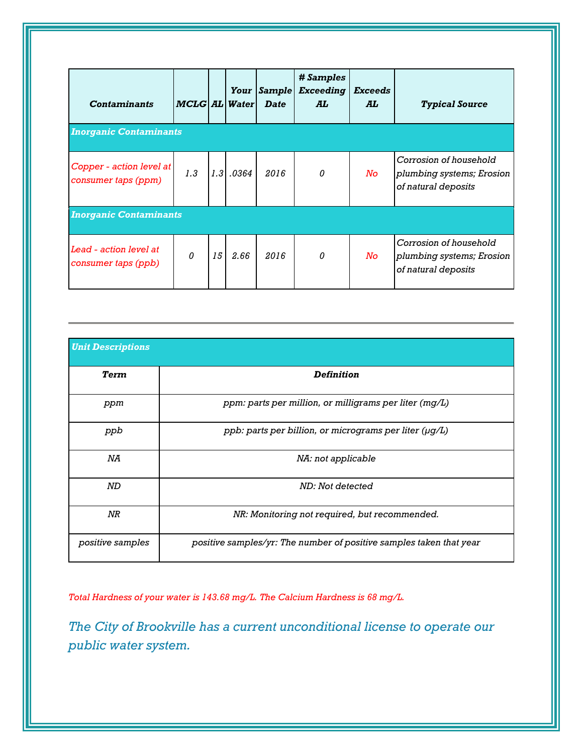| Contaminants | MCLG | AL | Your Water | Sample Date | # Samples Exceeding AL | Exceeds AL | Typical Source |
|---|---|---|---|---|---|---|---|
| **Inorganic Contaminants** | | | | | | | |
| Copper - action level at consumer taps (ppm) | 1.3 | 1.3 | .0364 | 2016 | 0 | No | Corrosion of household plumbing systems; Erosion of natural deposits |
| **Inorganic Contaminants** | | | | | | | |
| Lead - action level at consumer taps (ppb) | 0 | 15 | 2.66 | 2016 | 0 | No | Corrosion of household plumbing systems; Erosion of natural deposits |

---

| Unit Descriptions | |
|---|---|
| **Term** | **Definition** |
| ppm | ppm: parts per million, or milligrams per liter (mg/L) |
| ppb | ppb: parts per billion, or micrograms per liter (µg/L) |
| NA | NA: not applicable |
| ND | ND: Not detected |
| NR | NR: Monitoring not required, but recommended. |
| positive samples | positive samples/yr: The number of positive samples taken that year |

*Total Hardness of your water is 143.68 mg/L. The Calcium Hardness is 68 mg/L.*

*The City of Brookville has a current unconditional license to operate our public water system.*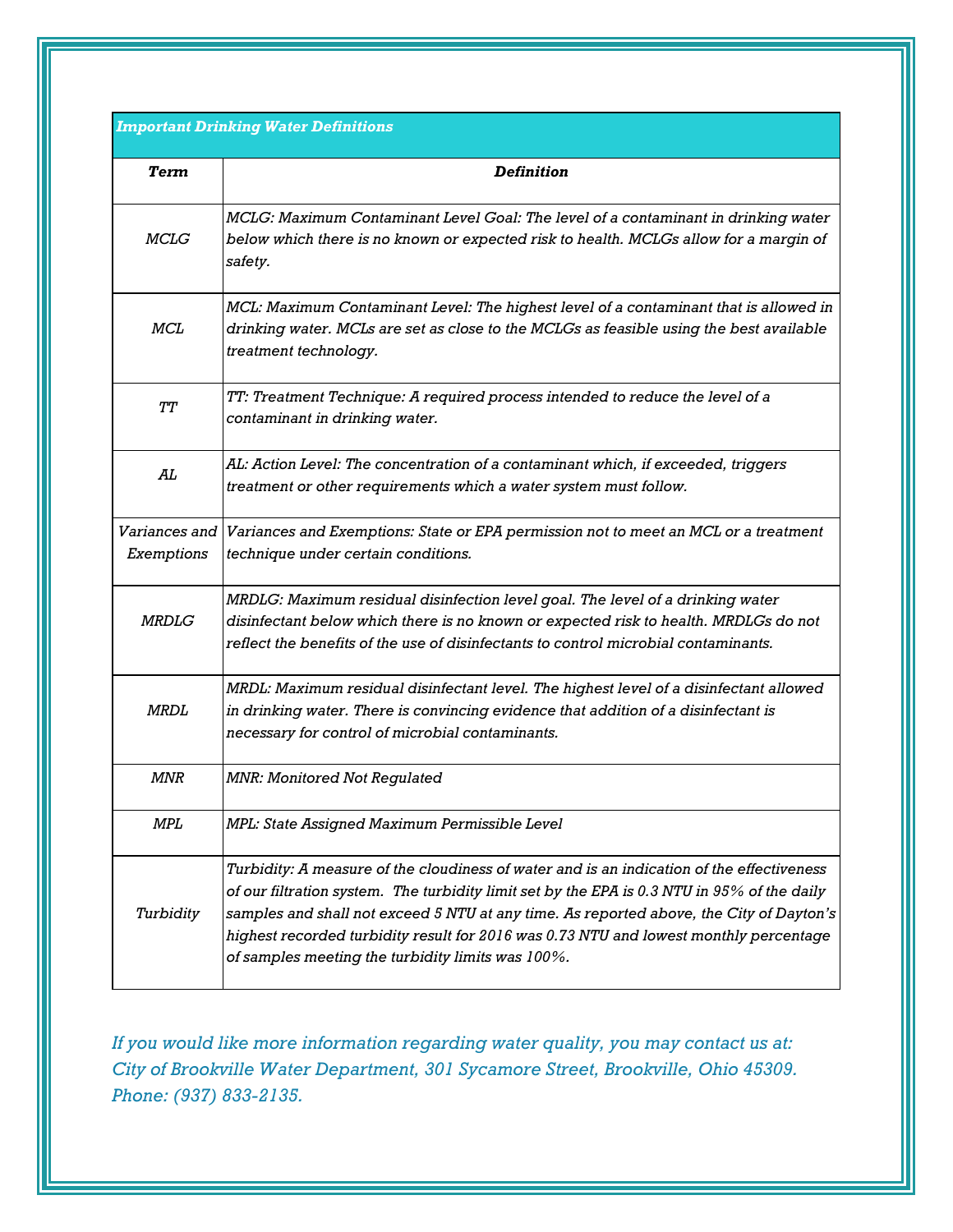| *Important Drinking Water Definitions* | |
|---|---|
| ***Term*** | ***Definition*** |
| *MCLG* | *MCLG: Maximum Contaminant Level Goal: The level of a contaminant in drinking water below which there is no known or expected risk to health. MCLGs allow for a margin of safety.* |
| *MCL* | *MCL: Maximum Contaminant Level: The highest level of a contaminant that is allowed in drinking water. MCLs are set as close to the MCLGs as feasible using the best available treatment technology.* |
| *TT* | *TT: Treatment Technique: A required process intended to reduce the level of a contaminant in drinking water.* |
| *AL* | *AL: Action Level: The concentration of a contaminant which, if exceeded, triggers treatment or other requirements which a water system must follow.* |
| *Variances and Exemptions* | *Variances and Exemptions: State or EPA permission not to meet an MCL or a treatment technique under certain conditions.* |
| *MRDLG* | *MRDLG: Maximum residual disinfection level goal. The level of a drinking water disinfectant below which there is no known or expected risk to health. MRDLGs do not reflect the benefits of the use of disinfectants to control microbial contaminants.* |
| *MRDL* | *MRDL: Maximum residual disinfectant level. The highest level of a disinfectant allowed in drinking water. There is convincing evidence that addition of a disinfectant is necessary for control of microbial contaminants.* |
| *MNR* | *MNR: Monitored Not Regulated* |
| *MPL* | *MPL: State Assigned Maximum Permissible Level* |
| *Turbidity* | *Turbidity: A measure of the cloudiness of water and is an indication of the effectiveness of our filtration system. The turbidity limit set by the EPA is 0.3 NTU in 95% of the daily samples and shall not exceed 5 NTU at any time. As reported above, the City of Dayton's highest recorded turbidity result for 2016 was 0.73 NTU and lowest monthly percentage of samples meeting the turbidity limits was 100%.* |

*If you would like more information regarding water quality, you may contact us at: City of Brookville Water Department, 301 Sycamore Street, Brookville, Ohio 45309. Phone: (937) 833-2135.*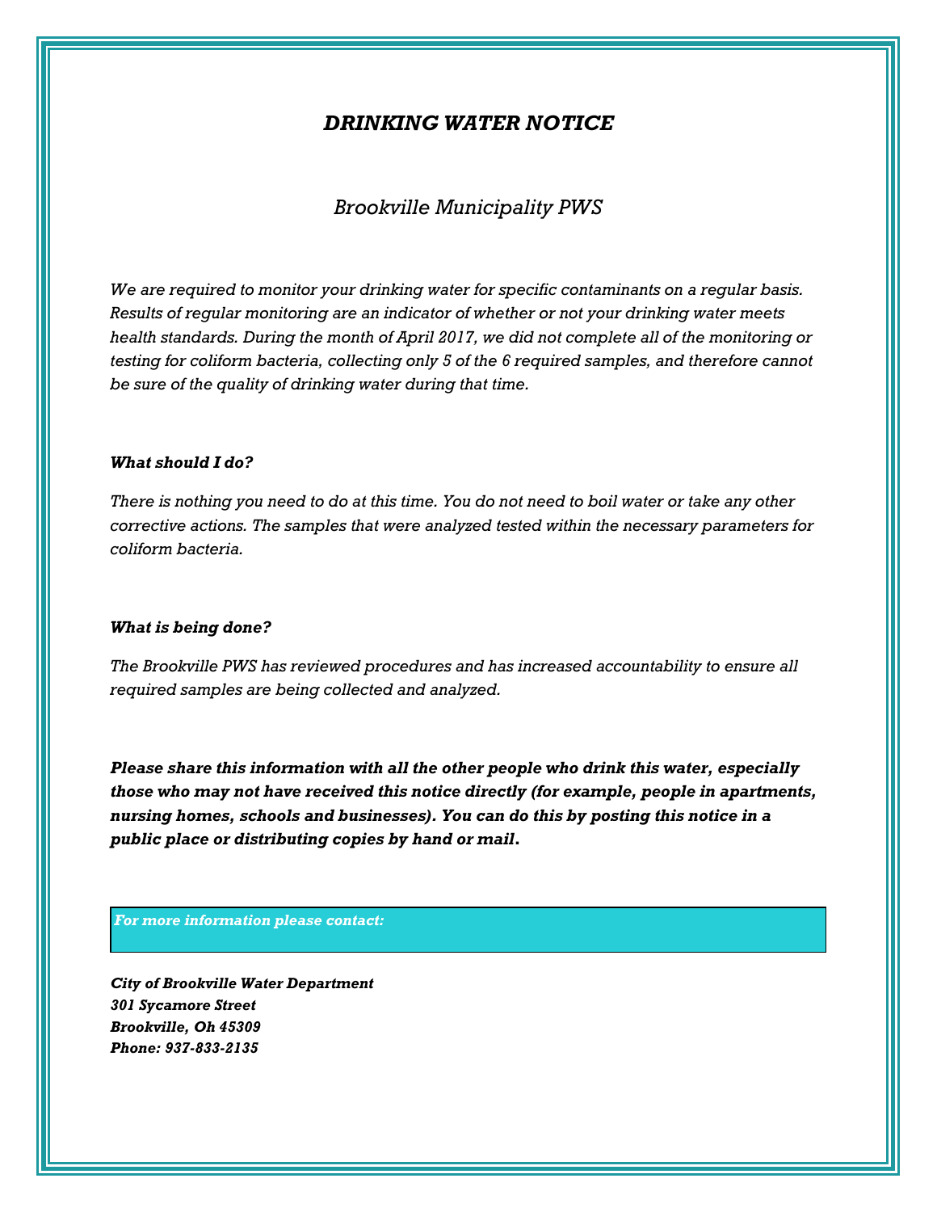# *DRINKING WATER NOTICE*

## *Brookville Municipality PWS*

*We are required to monitor your drinking water for specific contaminants on a regular basis. Results of regular monitoring are an indicator of whether or not your drinking water meets health standards. During the month of April 2017, we did not complete all of the monitoring or testing for coliform bacteria, collecting only 5 of the 6 required samples, and therefore cannot be sure of the quality of drinking water during that time.*

### ***What should I do?***

*There is nothing you need to do at this time. You do not need to boil water or take any other corrective actions. The samples that were analyzed tested within the necessary parameters for coliform bacteria.*

### ***What is being done?***

*The Brookville PWS has reviewed procedures and has increased accountability to ensure all required samples are being collected and analyzed.*

***Please share this information with all the other people who drink this water, especially those who may not have received this notice directly (for example, people in apartments, nursing homes, schools and businesses). You can do this by posting this notice in a public place or distributing copies by hand or mail.***

***For more information please contact:***

***City of Brookville Water Department***
***301 Sycamore Street***
***Brookville, Oh 45309***
***Phone: 937-833-2135***